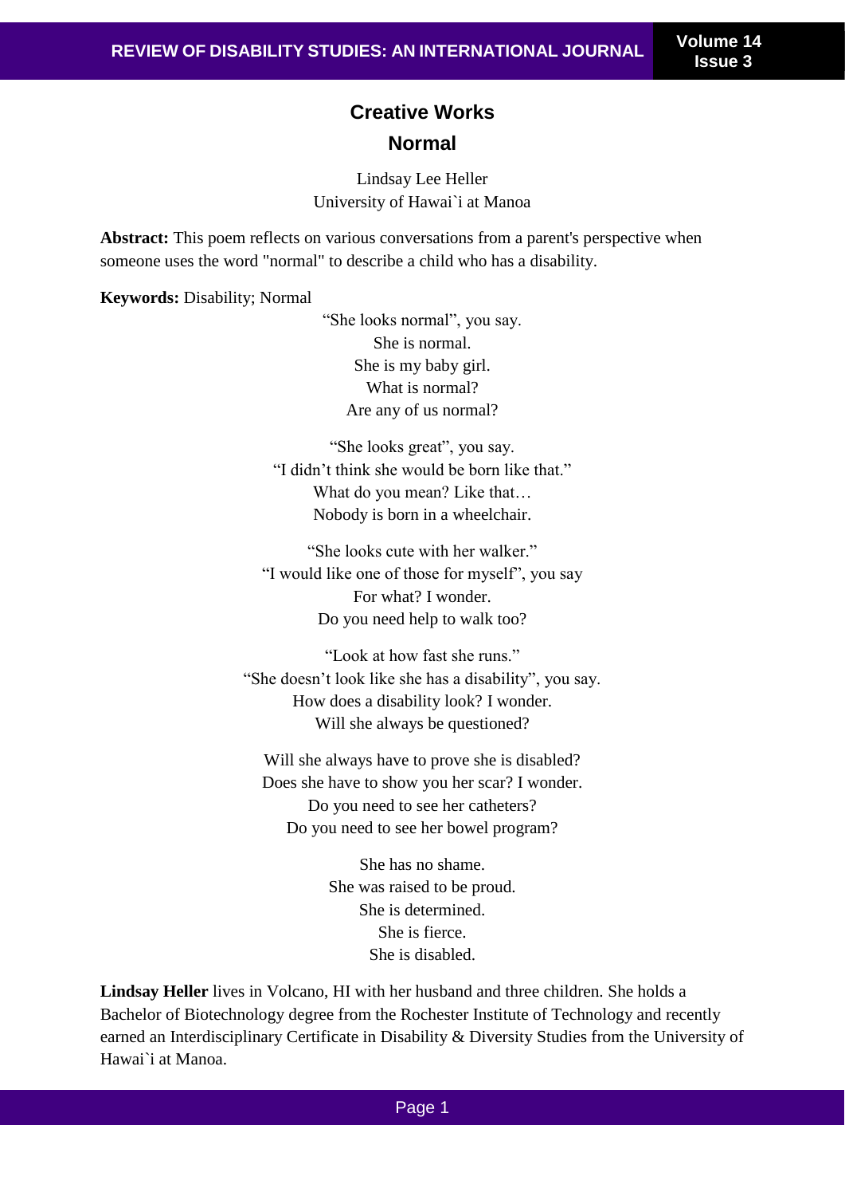## Creative Works

# Normal

Lindsay Lee Heller
University of Hawai`i at Manoa

**Abstract:** This poem reflects on various conversations from a parent's perspective when someone uses the word "normal" to describe a child who has a disability.

**Keywords:** Disability; Normal

"She looks normal", you say.
She is normal.
She is my baby girl.
What is normal?
Are any of us normal?

"She looks great", you say.
"I didn't think she would be born like that."
What do you mean? Like that…
Nobody is born in a wheelchair.

"She looks cute with her walker."
"I would like one of those for myself", you say
For what? I wonder.
Do you need help to walk too?

"Look at how fast she runs."
"She doesn't look like she has a disability", you say.
How does a disability look? I wonder.
Will she always be questioned?

Will she always have to prove she is disabled?
Does she have to show you her scar? I wonder.
Do you need to see her catheters?
Do you need to see her bowel program?

She has no shame.
She was raised to be proud.
She is determined.
She is fierce.
She is disabled.

**Lindsay Heller** lives in Volcano, HI with her husband and three children. She holds a Bachelor of Biotechnology degree from the Rochester Institute of Technology and recently earned an Interdisciplinary Certificate in Disability & Diversity Studies from the University of Hawai`i at Manoa.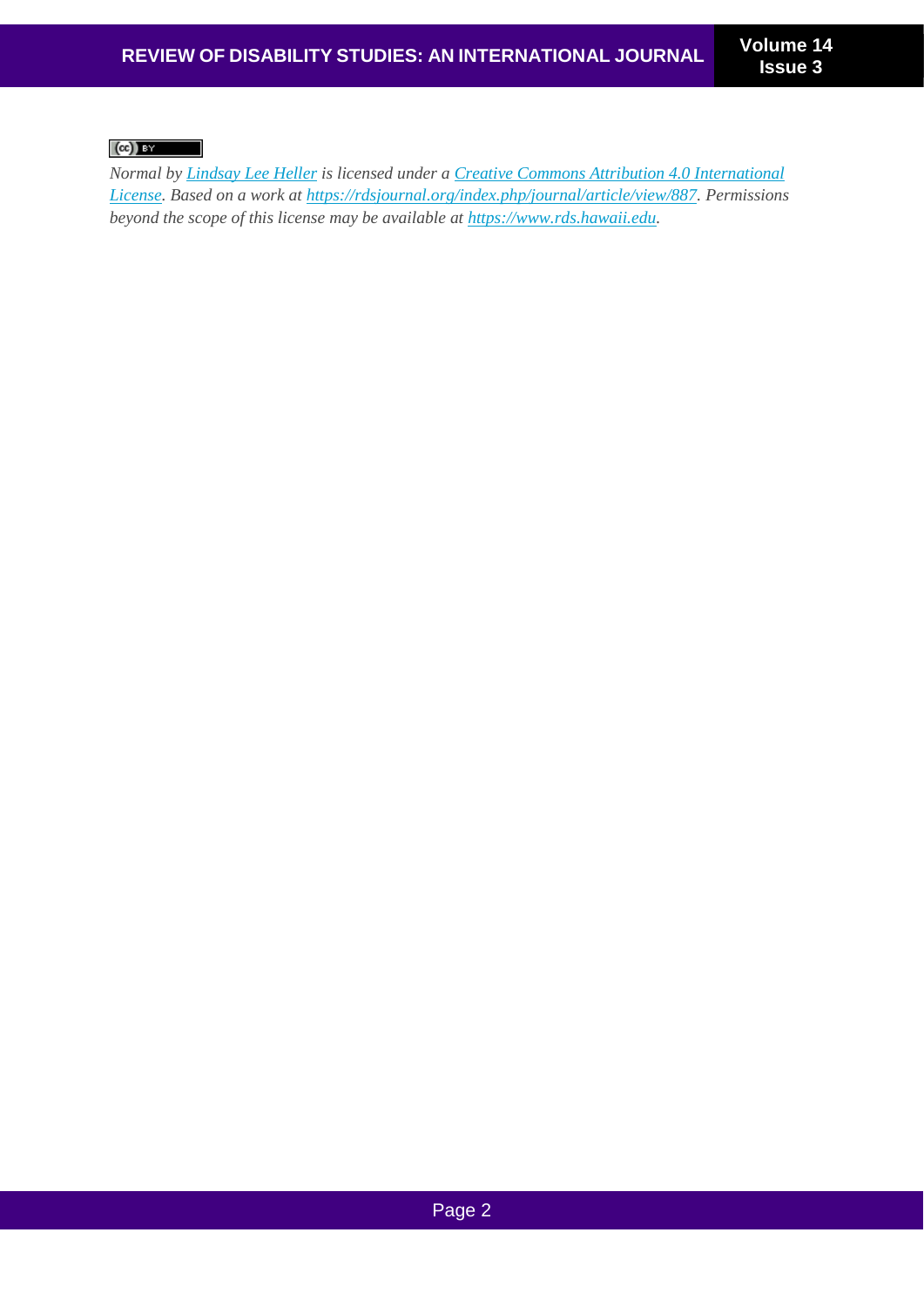*Normal by [Lindsay Lee Heller] is licensed under a [Creative Commons Attribution 4.0 International License]. Based on a work at https://rdsjournal.org/index.php/journal/article/view/887. Permissions beyond the scope of this license may be available at https://www.rds.hawaii.edu.*